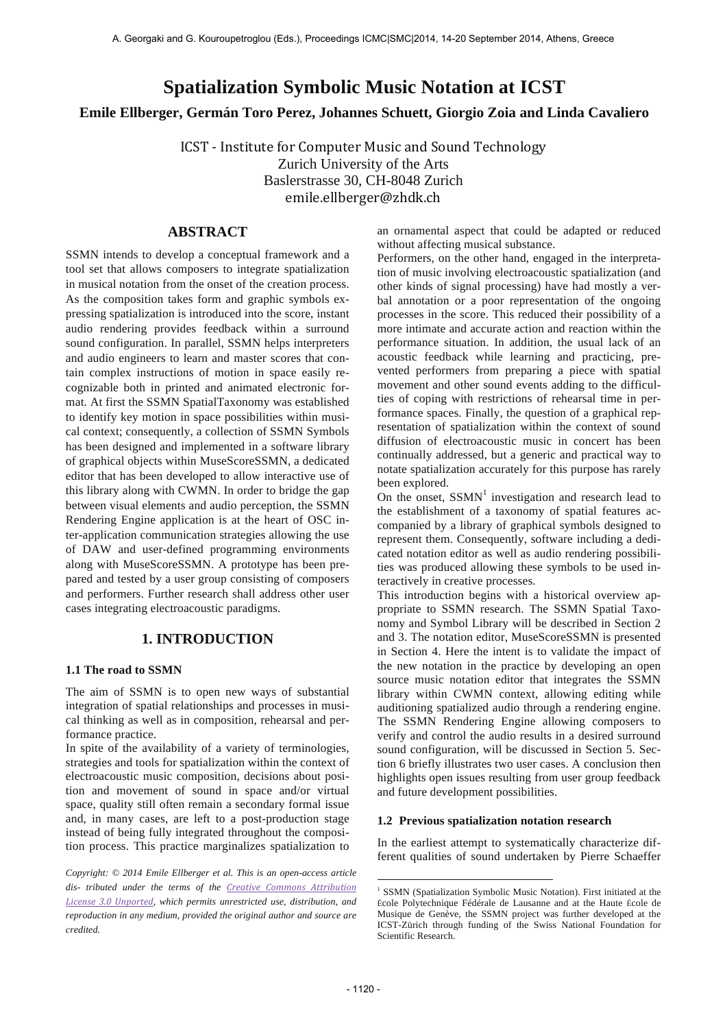# Spatialization Symbolic Music Notation at ICST

**Emile Ellberger, Germán Toro Perez, Johannes Schuett, Giorgio Zoia and Linda Cavaliero**

ICST - Institute for Computer Music and Sound Technology
Zurich University of the Arts
Baslerstrasse 30, CH-8048 Zurich
emile.ellberger@zhdk.ch

## ABSTRACT

SSMN intends to develop a conceptual framework and a tool set that allows composers to integrate spatialization in musical notation from the onset of the creation process. As the composition takes form and graphic symbols expressing spatialization is introduced into the score, instant audio rendering provides feedback within a surround sound configuration. In parallel, SSMN helps interpreters and audio engineers to learn and master scores that contain complex instructions of motion in space easily recognizable both in printed and animated electronic format. At first the SSMN SpatialTaxonomy was established to identify key motion in space possibilities within musical context; consequently, a collection of SSMN Symbols has been designed and implemented in a software library of graphical objects within MuseScoreSSMN, a dedicated editor that has been developed to allow interactive use of this library along with CWMN. In order to bridge the gap between visual elements and audio perception, the SSMN Rendering Engine application is at the heart of OSC inter-application communication strategies allowing the use of DAW and user-defined programming environments along with MuseScoreSSMN. A prototype has been prepared and tested by a user group consisting of composers and performers. Further research shall address other user cases integrating electroacoustic paradigms.

## 1. INTRODUCTION

### 1.1 The road to SSMN

The aim of SSMN is to open new ways of substantial integration of spatial relationships and processes in musical thinking as well as in composition, rehearsal and performance practice.

In spite of the availability of a variety of terminologies, strategies and tools for spatialization within the context of electroacoustic music composition, decisions about position and movement of sound in space and/or virtual space, quality still often remain a secondary formal issue and, in many cases, are left to a post-production stage instead of being fully integrated throughout the composition process. This practice marginalizes spatialization to an ornamental aspect that could be adapted or reduced without affecting musical substance.

Performers, on the other hand, engaged in the interpretation of music involving electroacoustic spatialization (and other kinds of signal processing) have had mostly a verbal annotation or a poor representation of the ongoing processes in the score. This reduced their possibility of a more intimate and accurate action and reaction within the performance situation. In addition, the usual lack of an acoustic feedback while learning and practicing, prevented performers from preparing a piece with spatial movement and other sound events adding to the difficulties of coping with restrictions of rehearsal time in performance spaces. Finally, the question of a graphical representation of spatialization within the context of sound diffusion of electroacoustic music in concert has been continually addressed, but a generic and practical way to notate spatialization accurately for this purpose has rarely been explored.

On the onset, SSMN[1] investigation and research lead to the establishment of a taxonomy of spatial features accompanied by a library of graphical symbols designed to represent them. Consequently, software including a dedicated notation editor as well as audio rendering possibilities was produced allowing these symbols to be used interactively in creative processes.

This introduction begins with a historical overview appropriate to SSMN research. The SSMN Spatial Taxonomy and Symbol Library will be described in Section 2 and 3. The notation editor, MuseScoreSSMN is presented in Section 4. Here the intent is to validate the impact of the new notation in the practice by developing an open source music notation editor that integrates the SSMN library within CWMN context, allowing editing while auditioning spatialized audio through a rendering engine. The SSMN Rendering Engine allowing composers to verify and control the audio results in a desired surround sound configuration, will be discussed in Section 5. Section 6 briefly illustrates two user cases. A conclusion then highlights open issues resulting from user group feedback and future development possibilities.

### 1.2 Previous spatialization notation research

In the earliest attempt to systematically characterize different qualities of sound undertaken by Pierre Schaeffer

*Copyright: © 2014 Emile Ellberger et al. This is an open-access article dis- tributed under the terms of the Creative Commons Attribution License 3.0 Unported, which permits unrestricted use, distribution, and reproduction in any medium, provided the original author and source are credited.*

[1] SSMN (Spatialization Symbolic Music Notation). First initiated at the École Polytechnique Fédérale de Lausanne and at the Haute École de Musique de Genève, the SSMN project was further developed at the ICST-Zürich through funding of the Swiss National Foundation for Scientific Research.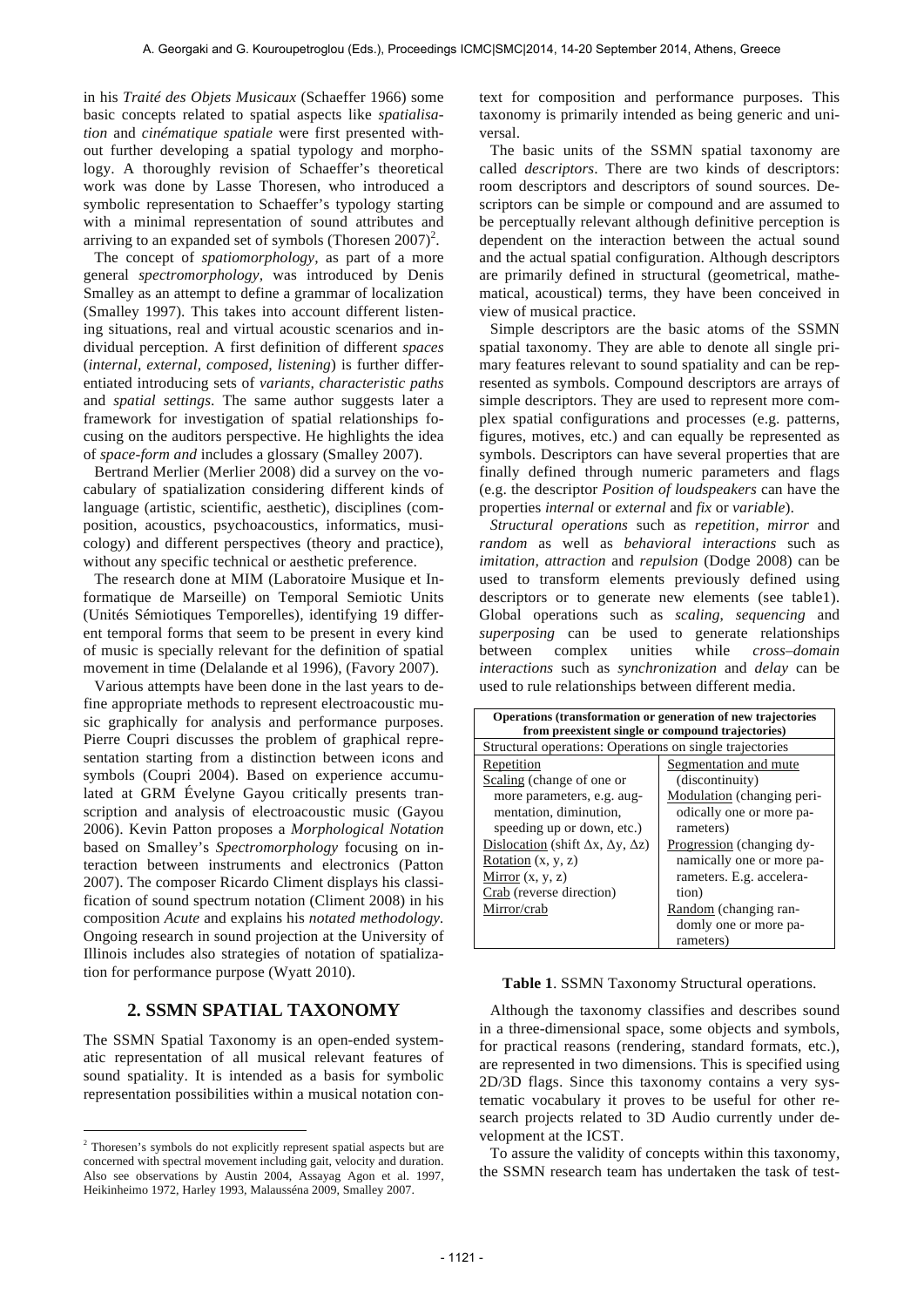in his *Traité des Objets Musicaux* (Schaeffer 1966) some basic concepts related to spatial aspects like *spatialisation* and *cinématique spatiale* were first presented without further developing a spatial typology and morphology. A thoroughly revision of Schaeffer's theoretical work was done by Lasse Thoresen, who introduced a symbolic representation to Schaeffer's typology starting with a minimal representation of sound attributes and arriving to an expanded set of symbols (Thoresen 2007)[2].

The concept of *spatiomorphology,* as part of a more general *spectromorphology,* was introduced by Denis Smalley as an attempt to define a grammar of localization (Smalley 1997). This takes into account different listening situations, real and virtual acoustic scenarios and individual perception. A first definition of different *spaces* (*internal, external, composed, listening*) is further differentiated introducing sets of *variants, characteristic paths* and *spatial settings*. The same author suggests later a framework for investigation of spatial relationships focusing on the auditors perspective. He highlights the idea of *space-form and* includes a glossary (Smalley 2007).

Bertrand Merlier (Merlier 2008) did a survey on the vocabulary of spatialization considering different kinds of language (artistic, scientific, aesthetic), disciplines (composition, acoustics, psychoacoustics, informatics, musicology) and different perspectives (theory and practice), without any specific technical or aesthetic preference.

The research done at MIM (Laboratoire Musique et Informatique de Marseille) on Temporal Semiotic Units (Unités Sémiotiques Temporelles), identifying 19 different temporal forms that seem to be present in every kind of music is specially relevant for the definition of spatial movement in time (Delalande et al 1996), (Favory 2007).

Various attempts have been done in the last years to define appropriate methods to represent electroacoustic music graphically for analysis and performance purposes. Pierre Coupri discusses the problem of graphical representation starting from a distinction between icons and symbols (Coupri 2004). Based on experience accumulated at GRM Évelyne Gayou critically presents transcription and analysis of electroacoustic music (Gayou 2006). Kevin Patton proposes a *Morphological Notation* based on Smalley's *Spectromorphology* focusing on interaction between instruments and electronics (Patton 2007). The composer Ricardo Climent displays his classification of sound spectrum notation (Climent 2008) in his composition *Acute* and explains his *notated methodology.* Ongoing research in sound projection at the University of Illinois includes also strategies of notation of spatialization for performance purpose (Wyatt 2010).

## 2. SSMN SPATIAL TAXONOMY

The SSMN Spatial Taxonomy is an open-ended systematic representation of all musical relevant features of sound spatiality. It is intended as a basis for symbolic representation possibilities within a musical notation context for composition and performance purposes. This taxonomy is primarily intended as being generic and universal.

The basic units of the SSMN spatial taxonomy are called *descriptors*. There are two kinds of descriptors: room descriptors and descriptors of sound sources. Descriptors can be simple or compound and are assumed to be perceptually relevant although definitive perception is dependent on the interaction between the actual sound and the actual spatial configuration. Although descriptors are primarily defined in structural (geometrical, mathematical, acoustical) terms, they have been conceived in view of musical practice.

Simple descriptors are the basic atoms of the SSMN spatial taxonomy. They are able to denote all single primary features relevant to sound spatiality and can be represented as symbols. Compound descriptors are arrays of simple descriptors. They are used to represent more complex spatial configurations and processes (e.g. patterns, figures, motives, etc.) and can equally be represented as symbols. Descriptors can have several properties that are finally defined through numeric parameters and flags (e.g. the descriptor *Position of loudspeakers* can have the properties *internal* or *external* and *fix* or *variable*).

*Structural operations* such as *repetition, mirror* and *random* as well as *behavioral interactions* such as *imitation, attraction* and *repulsion* (Dodge 2008) can be used to transform elements previously defined using descriptors or to generate new elements (see table1). Global operations such as *scaling*, *sequencing* and *superposing* can be used to generate relationships between complex unities while *cross–domain interactions* such as *synchronization* and *delay* can be used to rule relationships between different media.

| **Operations (transformation or generation of new trajectories from preexistent single or compound trajectories)** | |
|---|---|
| Structural operations: Operations on single trajectories | |
| Repetition<br>Scaling (change of one or more parameters, e.g. augmentation, diminution, speeding up or down, etc.)<br>Dislocation (shift $\Delta x$, $\Delta y$, $\Delta z$)<br>Rotation (x, y, z)<br>Mirror (x, y, z)<br>Crab (reverse direction)<br>Mirror/crab | Segmentation and mute (discontinuity)<br>Modulation (changing periodically one or more parameters)<br>Progression (changing dynamically one or more parameters. E.g. acceleration)<br>Random (changing randomly one or more parameters) |

**Table 1**. SSMN Taxonomy Structural operations.

Although the taxonomy classifies and describes sound in a three-dimensional space, some objects and symbols, for practical reasons (rendering, standard formats, etc.), are represented in two dimensions. This is specified using 2D/3D flags. Since this taxonomy contains a very systematic vocabulary it proves to be useful for other research projects related to 3D Audio currently under development at the ICST.

To assure the validity of concepts within this taxonomy, the SSMN research team has undertaken the task of test-

[2] Thoresen's symbols do not explicitly represent spatial aspects but are concerned with spectral movement including gait, velocity and duration. Also see observations by Austin 2004, Assayag Agon et al. 1997, Heikinheimo 1972, Harley 1993, Malausséna 2009, Smalley 2007.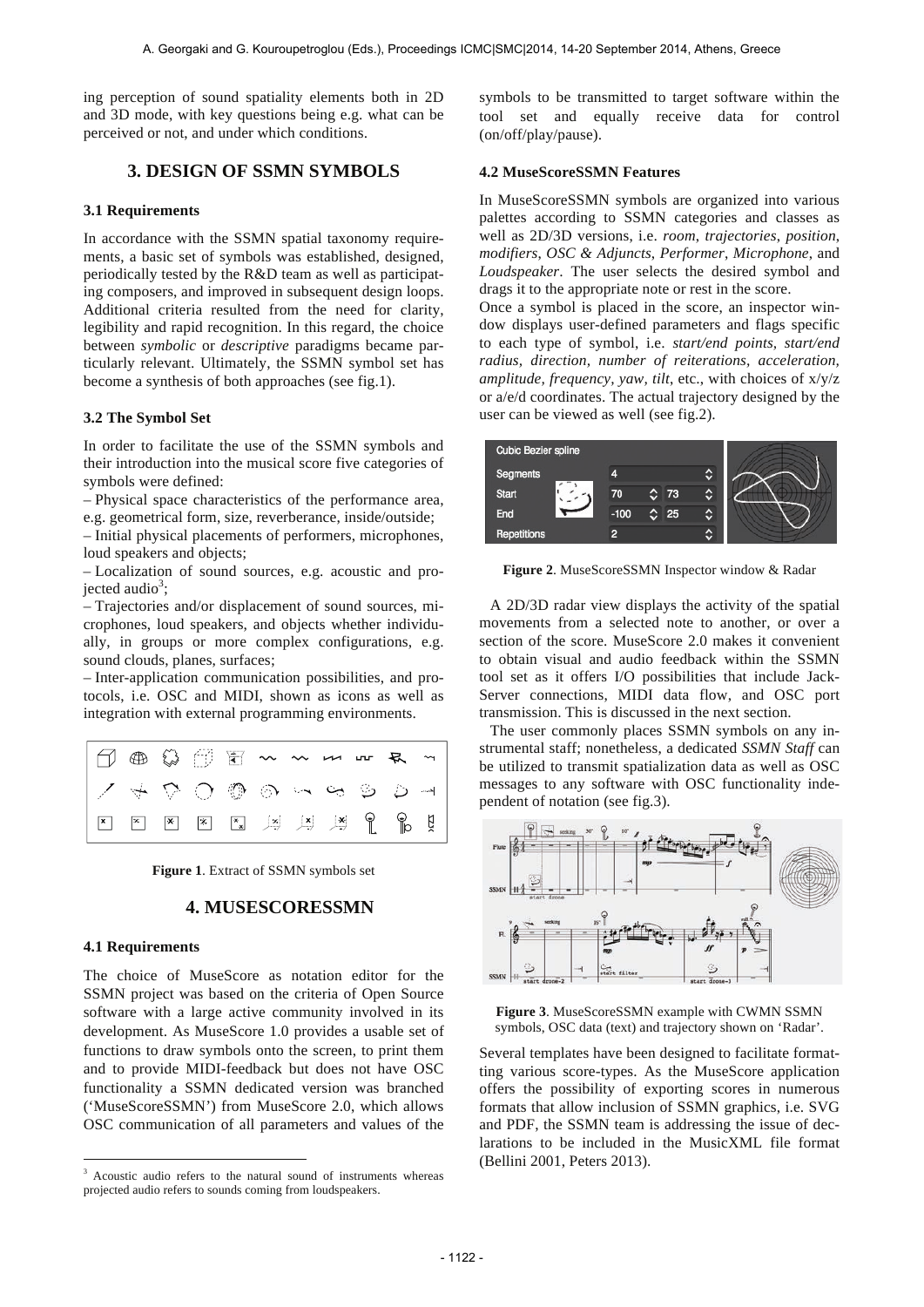ing perception of sound spatiality elements both in 2D and 3D mode, with key questions being e.g. what can be perceived or not, and under which conditions.

## 3. DESIGN OF SSMN SYMBOLS

### 3.1 Requirements

In accordance with the SSMN spatial taxonomy requirements, a basic set of symbols was established, designed, periodically tested by the R&D team as well as participating composers, and improved in subsequent design loops. Additional criteria resulted from the need for clarity, legibility and rapid recognition. In this regard, the choice between *symbolic* or *descriptive* paradigms became particularly relevant. Ultimately, the SSMN symbol set has become a synthesis of both approaches (see fig.1).

### 3.2 The Symbol Set

In order to facilitate the use of the SSMN symbols and their introduction into the musical score five categories of symbols were defined:

– Physical space characteristics of the performance area, e.g. geometrical form, size, reverberance, inside/outside;

– Initial physical placements of performers, microphones, loud speakers and objects;

– Localization of sound sources, e.g. acoustic and projected audio[3];

– Trajectories and/or displacement of sound sources, microphones, loud speakers, and objects whether individually, in groups or more complex configurations, e.g. sound clouds, planes, surfaces;

– Inter-application communication possibilities, and protocols, i.e. OSC and MIDI, shown as icons as well as integration with external programming environments.

**Figure 1**. Extract of SSMN symbols set

## 4. MUSESCORESSMN

### 4.1 Requirements

The choice of MuseScore as notation editor for the SSMN project was based on the criteria of Open Source software with a large active community involved in its development. As MuseScore 1.0 provides a usable set of functions to draw symbols onto the screen, to print them and to provide MIDI-feedback but does not have OSC functionality a SSMN dedicated version was branched ('MuseScoreSSMN') from MuseScore 2.0, which allows OSC communication of all parameters and values of the symbols to be transmitted to target software within the tool set and equally receive data for control (on/off/play/pause).

### 4.2 MuseScoreSSMN Features

In MuseScoreSSMN symbols are organized into various palettes according to SSMN categories and classes as well as 2D/3D versions, i.e. *room*, *trajectories*, *position*, *modifiers*, *OSC & Adjuncts*, *Performer*, *Microphone*, and *Loudspeaker*. The user selects the desired symbol and drags it to the appropriate note or rest in the score.

Once a symbol is placed in the score, an inspector window displays user-defined parameters and flags specific to each type of symbol, i.e. *start/end points*, *start/end radius*, *direction*, *number of reiterations*, *acceleration*, *amplitude, frequency, yaw, tilt*, etc., with choices of x/y/z or a/e/d coordinates. The actual trajectory designed by the user can be viewed as well (see fig.2).

**Figure 2**. MuseScoreSSMN Inspector window & Radar

A 2D/3D radar view displays the activity of the spatial movements from a selected note to another, or over a section of the score. MuseScore 2.0 makes it convenient to obtain visual and audio feedback within the SSMN tool set as it offers I/O possibilities that include Jack-Server connections, MIDI data flow, and OSC port transmission. This is discussed in the next section.

The user commonly places SSMN symbols on any instrumental staff; nonetheless, a dedicated *SSMN Staff* can be utilized to transmit spatialization data as well as OSC messages to any software with OSC functionality independent of notation (see fig.3).

**Figure 3**. MuseScoreSSMN example with CWMN SSMN symbols, OSC data (text) and trajectory shown on 'Radar'.

Several templates have been designed to facilitate formatting various score-types. As the MuseScore application offers the possibility of exporting scores in numerous formats that allow inclusion of SSMN graphics, i.e. SVG and PDF, the SSMN team is addressing the issue of declarations to be included in the MusicXML file format (Bellini 2001, Peters 2013).

---

[3] Acoustic audio refers to the natural sound of instruments whereas projected audio refers to sounds coming from loudspeakers.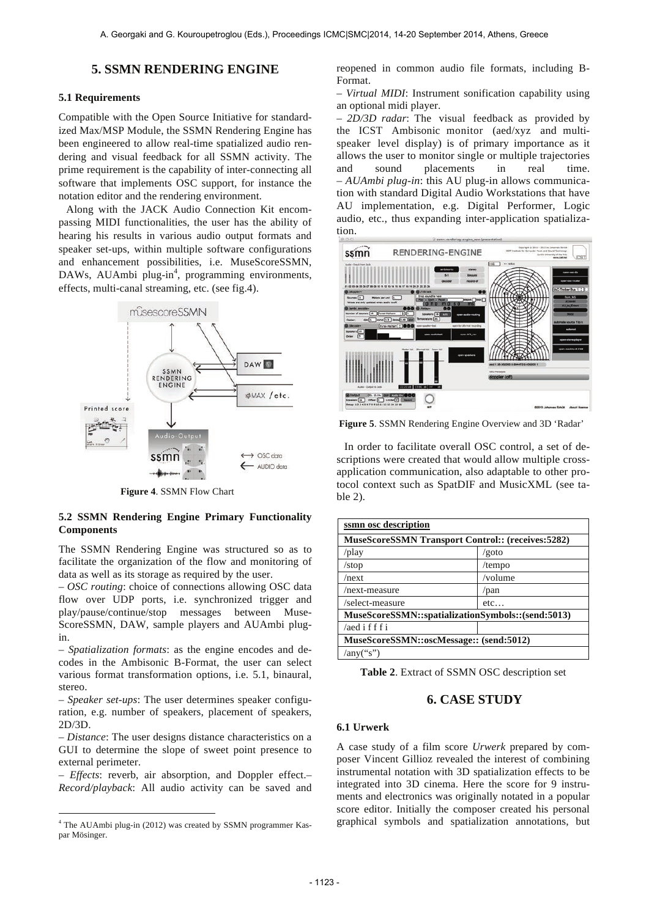## 5. SSMN RENDERING ENGINE

### 5.1 Requirements

Compatible with the Open Source Initiative for standardized Max/MSP Module, the SSMN Rendering Engine has been engineered to allow real-time spatialized audio rendering and visual feedback for all SSMN activity. The prime requirement is the capability of inter-connecting all software that implements OSC support, for instance the notation editor and the rendering environment.

Along with the JACK Audio Connection Kit encompassing MIDI functionalities, the user has the ability of hearing his results in various audio output formats and speaker set-ups, within multiple software configurations and enhancement possibilities, i.e. MuseScoreSSMN, DAWs, AUAmbi plug-in[4], programming environments, effects, multi-canal streaming, etc. (see fig.4).

**Figure 4**. SSMN Flow Chart

### 5.2 SSMN Rendering Engine Primary Functionality Components

The SSMN Rendering Engine was structured so as to facilitate the organization of the flow and monitoring of data as well as its storage as required by the user.

– *OSC routing*: choice of connections allowing OSC data flow over UDP ports, i.e. synchronized trigger and play/pause/continue/stop messages between MuseScoreSSMN, DAW, sample players and AUAmbi plug-in.

– *Spatialization formats*: as the engine encodes and decodes in the Ambisonic B-Format, the user can select various format transformation options, i.e. 5.1, binaural, stereo.

– *Speaker set-ups*: The user determines speaker configuration, e.g. number of speakers, placement of speakers, 2D/3D.

– *Distance*: The user designs distance characteristics on a GUI to determine the slope of sweet point presence to external perimeter.

– *Effects*: reverb, air absorption, and Doppler effect.– *Record/playback*: All audio activity can be saved and reopened in common audio file formats, including B-Format.

– *Virtual MIDI*: Instrument sonification capability using an optional midi player.

– *2D/3D radar*: The visual feedback as provided by the ICST Ambisonic monitor (aed/xyz and multi-speaker level display) is of primary importance as it allows the user to monitor single or multiple trajectories and sound placements in real time.

– *AUAmbi plug-in*: this AU plug-in allows communication with standard Digital Audio Workstations that have AU implementation, e.g. Digital Performer, Logic audio, etc., thus expanding inter-application spatialization.

**Figure 5**. SSMN Rendering Engine Overview and 3D 'Radar'

In order to facilitate overall OSC control, a set of descriptions were created that would allow multiple cross-application communication, also adaptable to other protocol context such as SpatDIF and MusicXML (see table 2).

| ssmn osc description | |
|---|---|
| **MuseScoreSSMN Transport Control:: (receives:5282)** | |
| /play | /goto |
| /stop | /tempo |
| /next | /volume |
| /next-measure | /pan |
| /select-measure | etc… |
| **MuseScoreSSMN::spatializationSymbols::(send:5013)** | |
| /aed i f f f i | |
| **MuseScoreSSMN::oscMessage:: (send:5012)** | |
| /any("s") | |

**Table 2**. Extract of SSMN OSC description set

## 6. CASE STUDY

### 6.1 Urwerk

A case study of a film score *Urwerk* prepared by composer Vincent Gillioz revealed the interest of combining instrumental notation with 3D spatialization effects to be integrated into 3D cinema. Here the score for 9 instruments and electronics was originally notated in a popular score editor. Initially the composer created his personal graphical symbols and spatialization annotations, but

[4] The AUAmbi plug-in (2012) was created by SSMN programmer Kaspar Mösinger.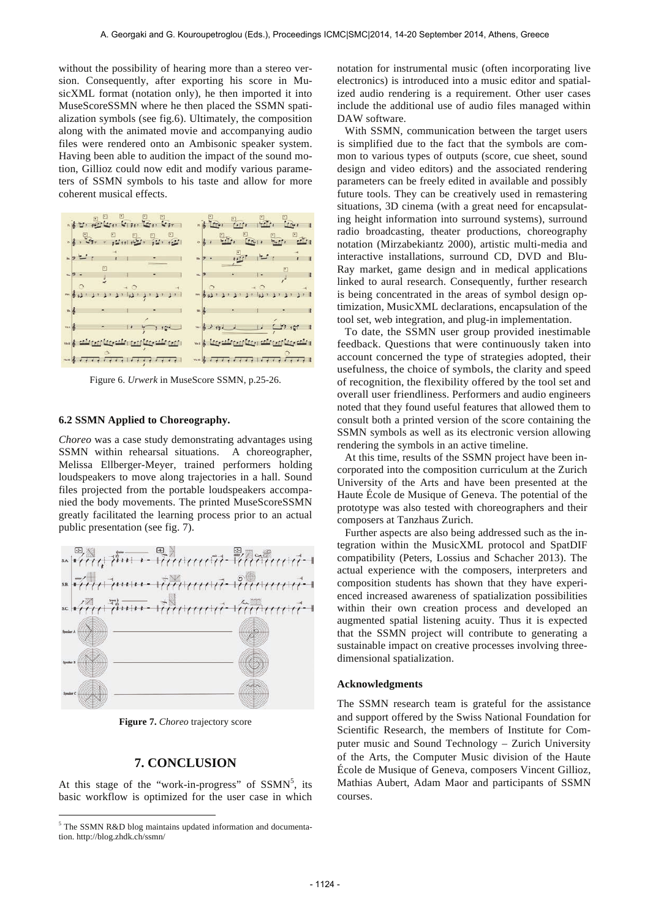without the possibility of hearing more than a stereo version. Consequently, after exporting his score in MusicXML format (notation only), he then imported it into MuseScoreSSMN where he then placed the SSMN spatialization symbols (see fig.6). Ultimately, the composition along with the animated movie and accompanying audio files were rendered onto an Ambisonic speaker system. Having been able to audition the impact of the sound motion, Gillioz could now edit and modify various parameters of SSMN symbols to his taste and allow for more coherent musical effects.

Figure 6. *Urwerk* in MuseScore SSMN, p.25-26.

### 6.2 SSMN Applied to Choreography.

*Choreo* was a case study demonstrating advantages using SSMN within rehearsal situations. A choreographer, Melissa Ellberger-Meyer, trained performers holding loudspeakers to move along trajectories in a hall. Sound files projected from the portable loudspeakers accompanied the body movements. The printed MuseScoreSSMN greatly facilitated the learning process prior to an actual public presentation (see fig. 7).

**Figure 7.** *Choreo* trajectory score

## 7. CONCLUSION

At this stage of the "work-in-progress" of SSMN[5], its basic workflow is optimized for the user case in which notation for instrumental music (often incorporating live electronics) is introduced into a music editor and spatialized audio rendering is a requirement. Other user cases include the additional use of audio files managed within DAW software.

With SSMN, communication between the target users is simplified due to the fact that the symbols are common to various types of outputs (score, cue sheet, sound design and video editors) and the associated rendering parameters can be freely edited in available and possibly future tools. They can be creatively used in remastering situations, 3D cinema (with a great need for encapsulating height information into surround systems), surround radio broadcasting, theater productions, choreography notation (Mirzabekiantz 2000), artistic multi-media and interactive installations, surround CD, DVD and Blu-Ray market, game design and in medical applications linked to aural research. Consequently, further research is being concentrated in the areas of symbol design optimization, MusicXML declarations, encapsulation of the tool set, web integration, and plug-in implementation.

To date, the SSMN user group provided inestimable feedback. Questions that were continuously taken into account concerned the type of strategies adopted, their usefulness, the choice of symbols, the clarity and speed of recognition, the flexibility offered by the tool set and overall user friendliness. Performers and audio engineers noted that they found useful features that allowed them to consult both a printed version of the score containing the SSMN symbols as well as its electronic version allowing rendering the symbols in an active timeline.

At this time, results of the SSMN project have been incorporated into the composition curriculum at the Zurich University of the Arts and have been presented at the Haute École de Musique of Geneva. The potential of the prototype was also tested with choreographers and their composers at Tanzhaus Zurich.

Further aspects are also being addressed such as the integration within the MusicXML protocol and SpatDIF compatibility (Peters, Lossius and Schacher 2013). The actual experience with the composers, interpreters and composition students has shown that they have experienced increased awareness of spatialization possibilities within their own creation process and developed an augmented spatial listening acuity. Thus it is expected that the SSMN project will contribute to generating a sustainable impact on creative processes involving three-dimensional spatialization.

#### Acknowledgments

The SSMN research team is grateful for the assistance and support offered by the Swiss National Foundation for Scientific Research, the members of Institute for Computer music and Sound Technology – Zurich University of the Arts, the Computer Music division of the Haute École de Musique of Geneva, composers Vincent Gillioz, Mathias Aubert, Adam Maor and participants of SSMN courses.

[5] The SSMN R&D blog maintains updated information and documentation. http://blog.zhdk.ch/ssmn/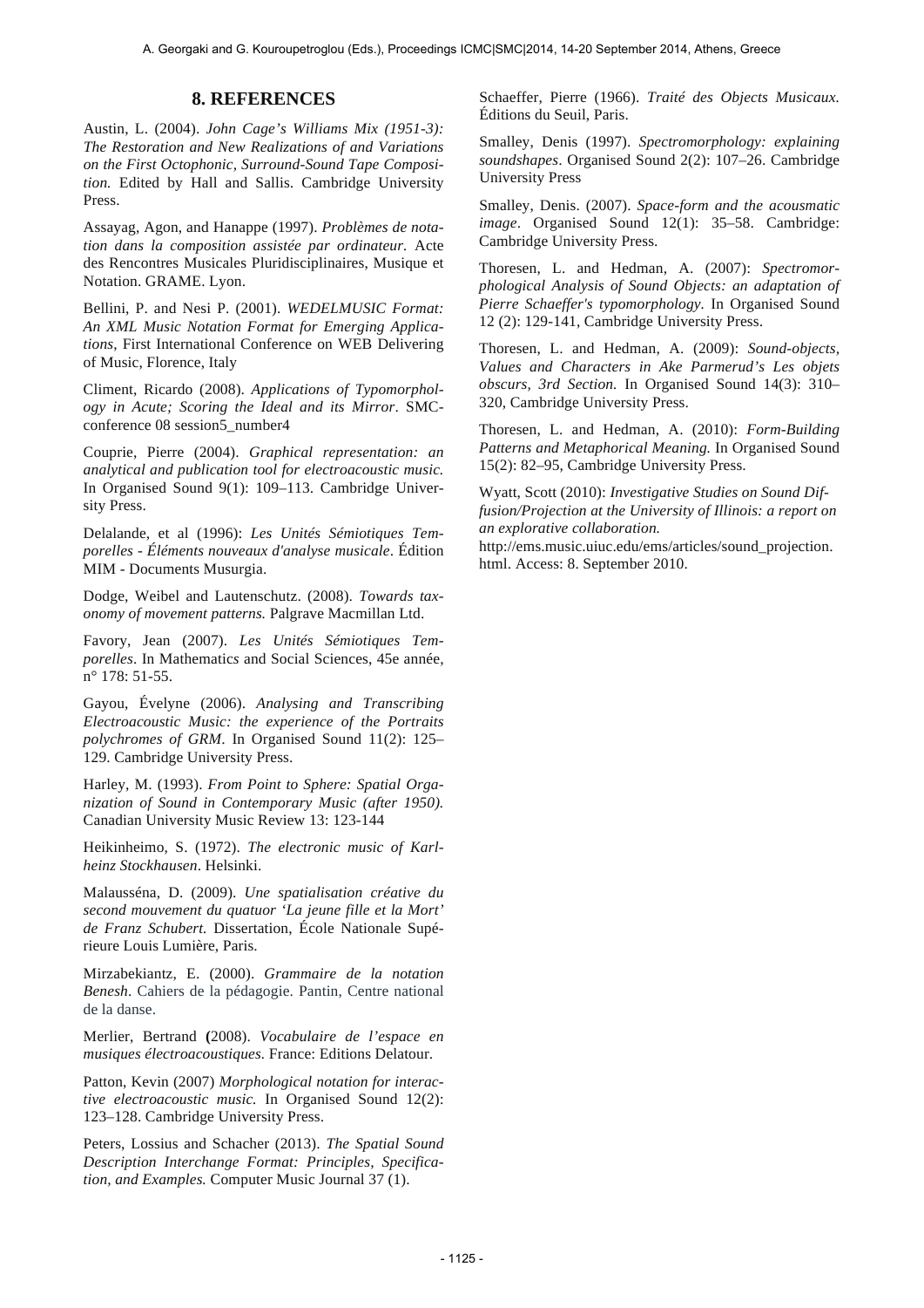## 8. REFERENCES

Austin, L. (2004). *John Cage's Williams Mix (1951-3): The Restoration and New Realizations of and Variations on the First Octophonic, Surround-Sound Tape Composition.* Edited by Hall and Sallis. Cambridge University Press.

Assayag, Agon, and Hanappe (1997). *Problèmes de notation dans la composition assistée par ordinateur.* Acte des Rencontres Musicales Pluridisciplinaires, Musique et Notation. GRAME. Lyon.

Bellini, P. and Nesi P. (2001). *WEDELMUSIC Format: An XML Music Notation Format for Emerging Applications*, First International Conference on WEB Delivering of Music, Florence, Italy

Climent, Ricardo (2008). *Applications of Typomorphology in Acute; Scoring the Ideal and its Mirror*. SMC-conference 08 session5_number4

Couprie, Pierre (2004). *Graphical representation: an analytical and publication tool for electroacoustic music.* In Organised Sound 9(1): 109–113. Cambridge University Press.

Delalande, et al (1996): *Les Unités Sémiotiques Temporelles - Éléments nouveaux d'analyse musicale*. Édition MIM - Documents Musurgia.

Dodge, Weibel and Lautenschutz. (2008). *Towards taxonomy of movement patterns.* Palgrave Macmillan Ltd.

Favory, Jean (2007). *Les Unités Sémiotiques Temporelles*. In Mathematics and Social Sciences, 45e année, n° 178: 51-55.

Gayou, Évelyne (2006). *Analysing and Transcribing Electroacoustic Music: the experience of the Portraits polychromes of GRM*. In Organised Sound 11(2): 125–129. Cambridge University Press.

Harley, M. (1993). *From Point to Sphere: Spatial Organization of Sound in Contemporary Music (after 1950).* Canadian University Music Review 13: 123-144

Heikinheimo, S. (1972). *The electronic music of Karlheinz Stockhausen*. Helsinki.

Malausséna, D. (2009). *Une spatialisation créative du second mouvement du quatuor 'La jeune fille et la Mort' de Franz Schubert.* Dissertation, École Nationale Supérieure Louis Lumière, Paris.

Mirzabekiantz, E. (2000). *Grammaire de la notation Benesh*. Cahiers de la pédagogie. Pantin, Centre national de la danse.

Merlier, Bertrand (2008). *Vocabulaire de l'espace en musiques électroacoustiques.* France: Editions Delatour.

Patton, Kevin (2007) *Morphological notation for interactive electroacoustic music.* In Organised Sound 12(2): 123–128. Cambridge University Press.

Peters, Lossius and Schacher (2013). *The Spatial Sound Description Interchange Format: Principles, Specification, and Examples.* Computer Music Journal 37 (1).

Schaeffer, Pierre (1966). *Traité des Objects Musicaux.* Éditions du Seuil, Paris.

Smalley, Denis (1997). *Spectromorphology: explaining soundshapes*. Organised Sound 2(2): 107–26. Cambridge University Press

Smalley, Denis. (2007). *Space-form and the acousmatic image*. Organised Sound 12(1): 35–58. Cambridge: Cambridge University Press.

Thoresen, L. and Hedman, A. (2007): *Spectromorphological Analysis of Sound Objects: an adaptation of Pierre Schaeffer's typomorphology.* In Organised Sound 12 (2): 129-141, Cambridge University Press.

Thoresen, L. and Hedman, A. (2009): *Sound-objects, Values and Characters in Ake Parmerud's Les objets obscurs, 3rd Section.* In Organised Sound 14(3): 310–320, Cambridge University Press.

Thoresen, L. and Hedman, A. (2010): *Form-Building Patterns and Metaphorical Meaning.* In Organised Sound 15(2): 82–95, Cambridge University Press.

Wyatt, Scott (2010): *Investigative Studies on Sound Diffusion/Projection at the University of Illinois: a report on an explorative collaboration.* http://ems.music.uiuc.edu/ems/articles/sound_projection.html. Access: 8. September 2010.